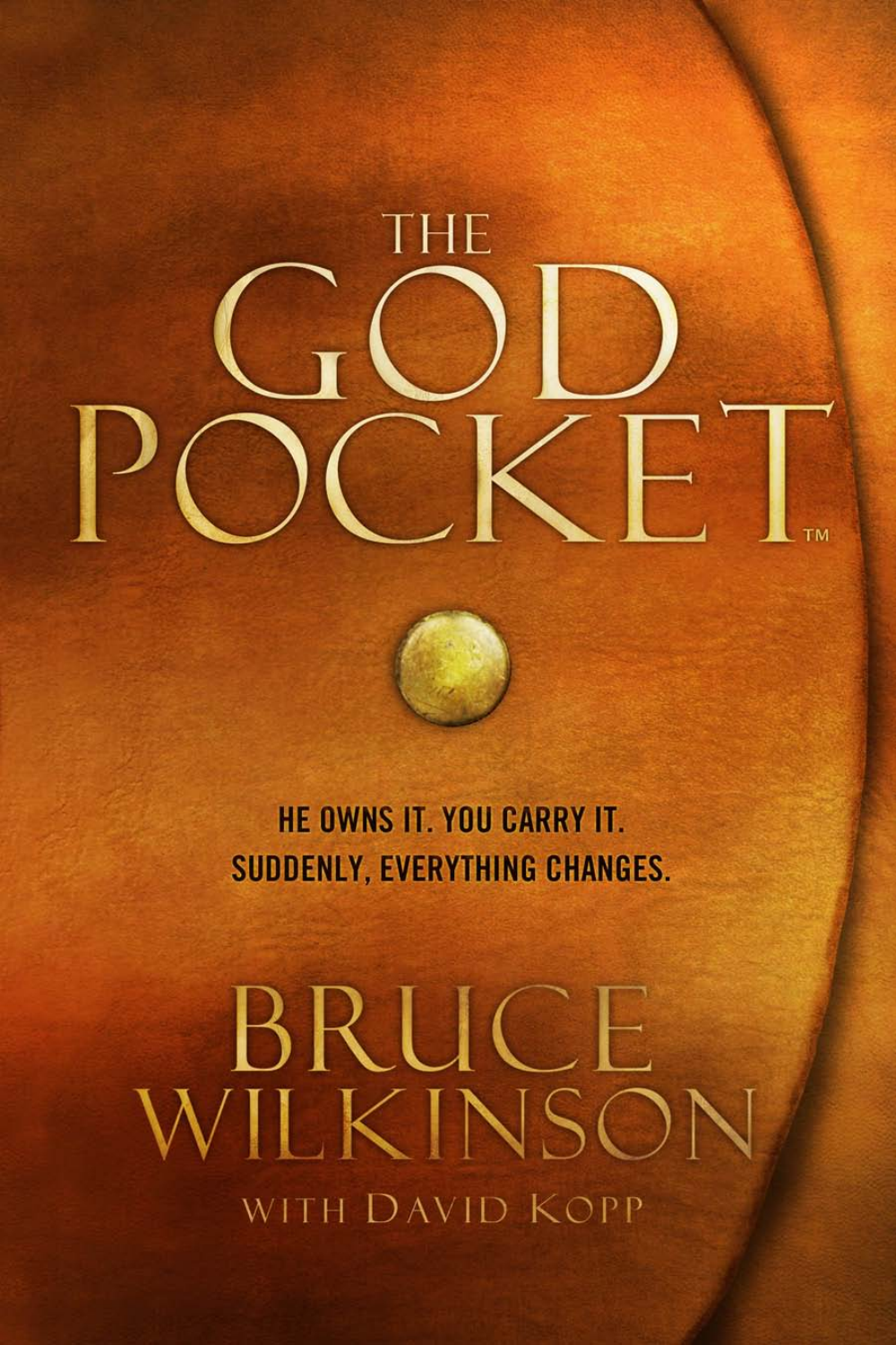# THE GOD POCKET™

HE OWNS IT. YOU CARRY IT.
SUDDENLY, EVERYTHING CHANGES.

BRUCE WILKINSON

WITH DAVID KOPP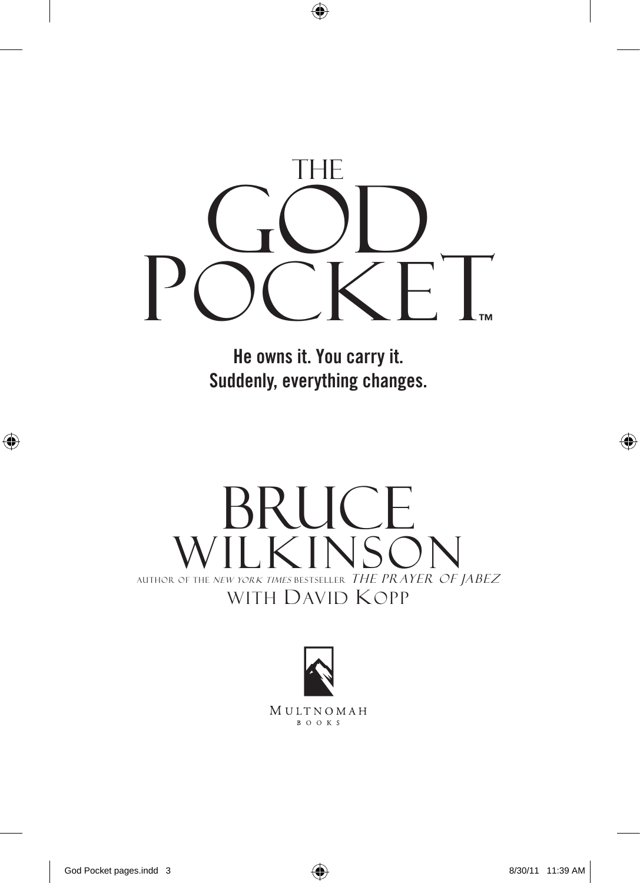# THE GOD POCKET™

**He owns it. You carry it.**
**Suddenly, everything changes.**

## BRUCE WILKINSON

AUTHOR OF THE *NEW YORK TIMES* BESTSELLER *THE PRAYER OF JABEZ*

WITH DAVID KOPP

MULTNOMAH BOOKS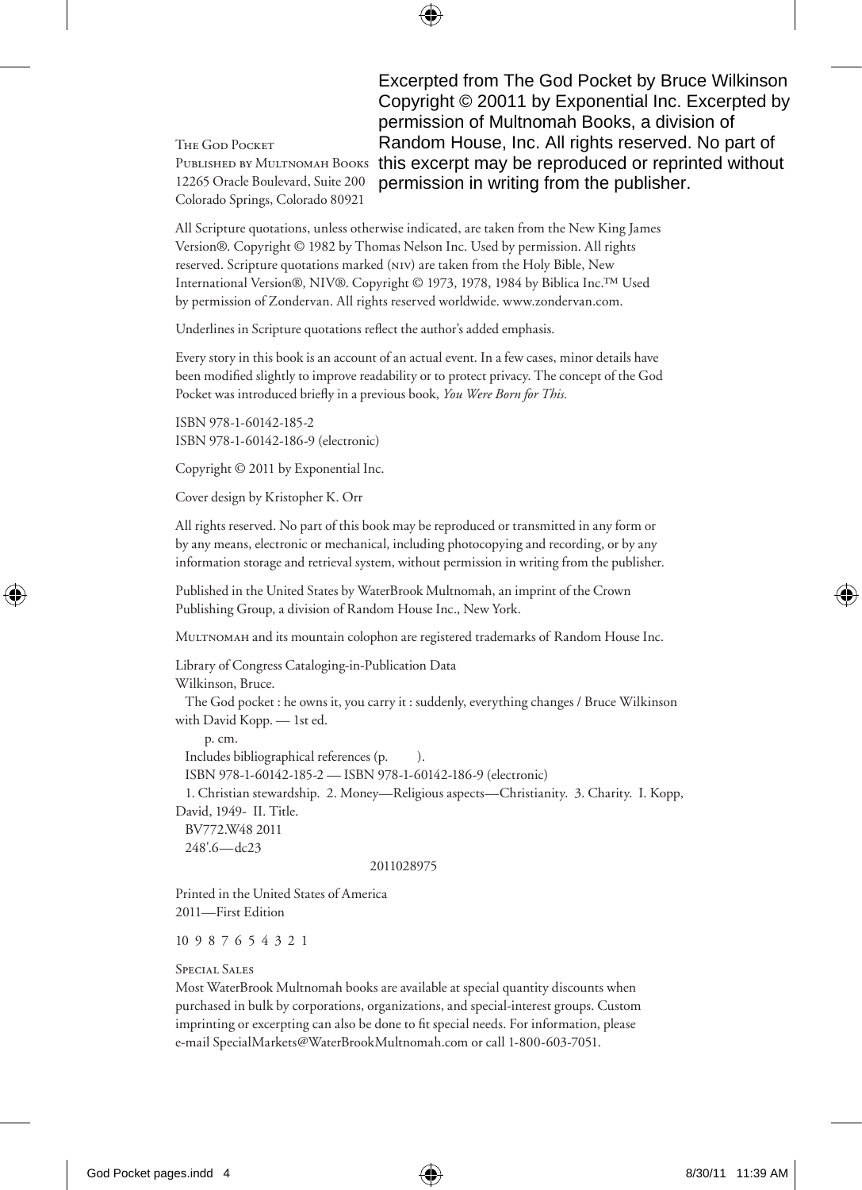Excerpted from The God Pocket by Bruce Wilkinson Copyright © 20011 by Exponential Inc. Excerpted by permission of Multnomah Books, a division of Random House, Inc. All rights reserved. No part of this excerpt may be reproduced or reprinted without permission in writing from the publisher.

The God Pocket
Published by Multnomah Books
12265 Oracle Boulevard, Suite 200
Colorado Springs, Colorado 80921

All Scripture quotations, unless otherwise indicated, are taken from the New King James Version®. Copyright © 1982 by Thomas Nelson Inc. Used by permission. All rights reserved. Scripture quotations marked (NIV) are taken from the Holy Bible, New International Version®, NIV®. Copyright © 1973, 1978, 1984 by Biblica Inc.™ Used by permission of Zondervan. All rights reserved worldwide. www.zondervan.com.

Underlines in Scripture quotations reflect the author's added emphasis.

Every story in this book is an account of an actual event. In a few cases, minor details have been modified slightly to improve readability or to protect privacy. The concept of the God Pocket was introduced briefly in a previous book, *You Were Born for This.*

ISBN 978-1-60142-185-2
ISBN 978-1-60142-186-9 (electronic)

Copyright © 2011 by Exponential Inc.

Cover design by Kristopher K. Orr

All rights reserved. No part of this book may be reproduced or transmitted in any form or by any means, electronic or mechanical, including photocopying and recording, or by any information storage and retrieval system, without permission in writing from the publisher.

Published in the United States by WaterBrook Multnomah, an imprint of the Crown Publishing Group, a division of Random House Inc., New York.

Multnomah and its mountain colophon are registered trademarks of Random House Inc.

Library of Congress Cataloging-in-Publication Data
Wilkinson, Bruce.
The God pocket : he owns it, you carry it : suddenly, everything changes / Bruce Wilkinson with David Kopp. — 1st ed.
p. cm.
Includes bibliographical references (p. ).
ISBN 978-1-60142-185-2 — ISBN 978-1-60142-186-9 (electronic)
1. Christian stewardship. 2. Money—Religious aspects—Christianity. 3. Charity. I. Kopp, David, 1949- II. Title.
BV772.W48 2011
248'.6—dc23
2011028975

Printed in the United States of America
2011—First Edition

10 9 8 7 6 5 4 3 2 1

Special Sales
Most WaterBrook Multnomah books are available at special quantity discounts when purchased in bulk by corporations, organizations, and special-interest groups. Custom imprinting or excerpting can also be done to fit special needs. For information, please e-mail SpecialMarkets@WaterBrookMultnomah.com or call 1-800-603-7051.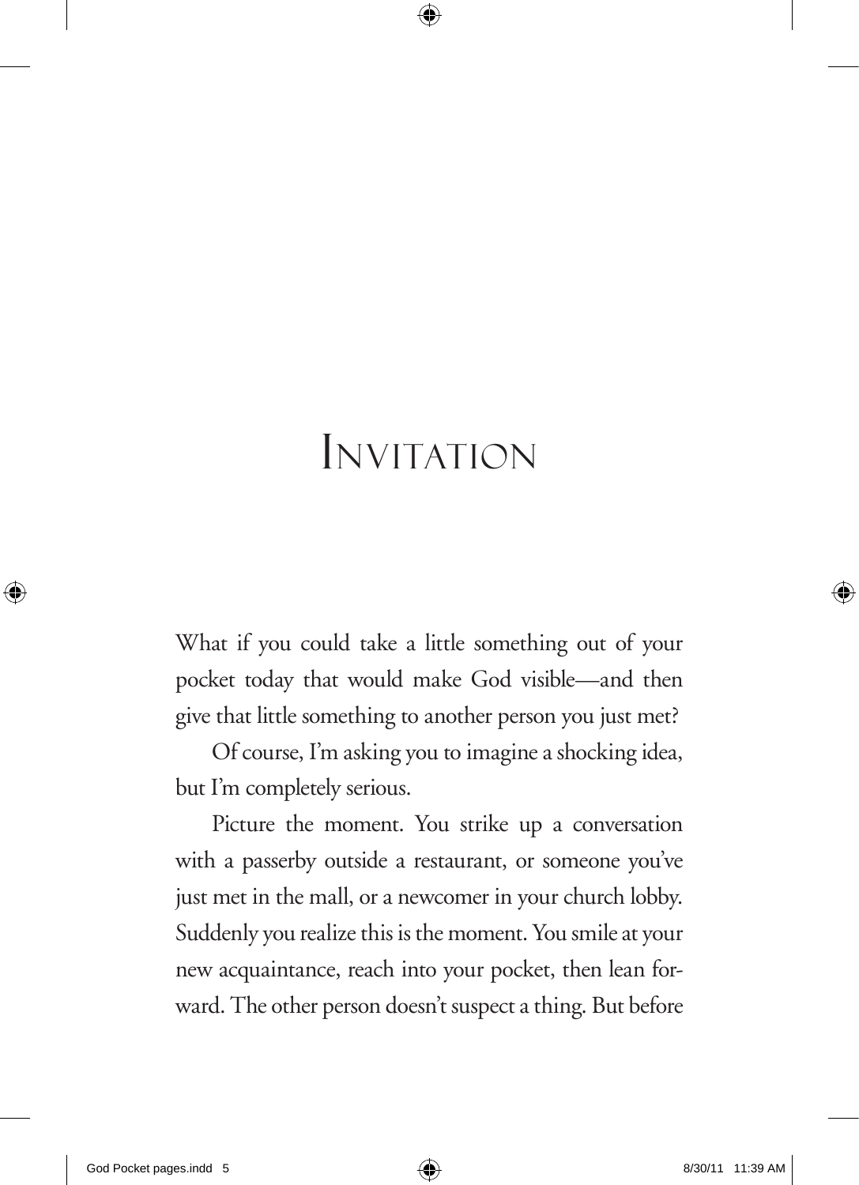# Invitation

What if you could take a little something out of your pocket today that would make God visible—and then give that little something to another person you just met?

Of course, I'm asking you to imagine a shocking idea, but I'm completely serious.

Picture the moment. You strike up a conversation with a passerby outside a restaurant, or someone you've just met in the mall, or a newcomer in your church lobby. Suddenly you realize this is the moment. You smile at your new acquaintance, reach into your pocket, then lean forward. The other person doesn't suspect a thing. But before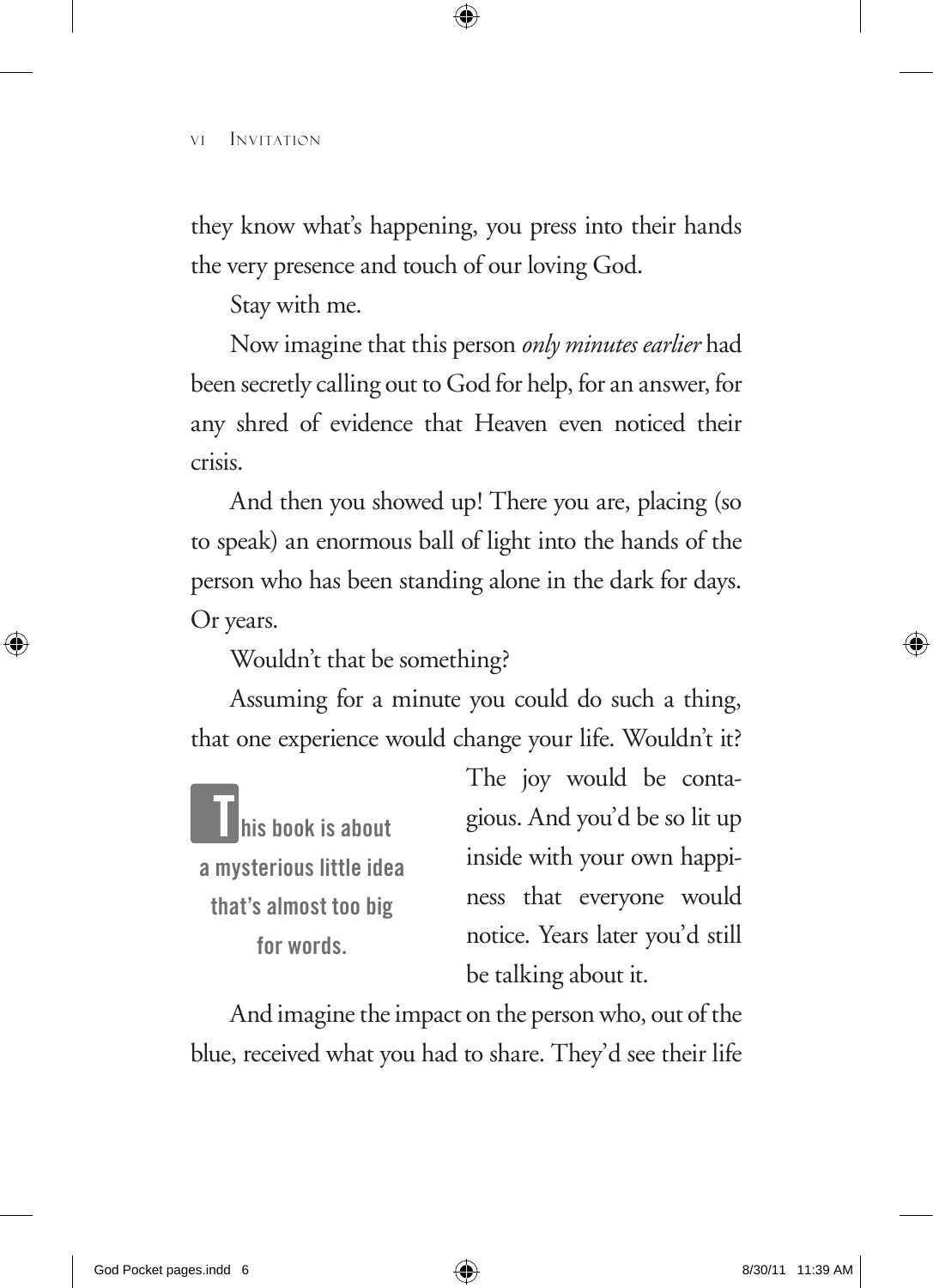they know what's happening, you press into their hands the very presence and touch of our loving God.

Stay with me.

Now imagine that this person *only minutes earlier* had been secretly calling out to God for help, for an answer, for any shred of evidence that Heaven even noticed their crisis.

And then you showed up! There you are, placing (so to speak) an enormous ball of light into the hands of the person who has been standing alone in the dark for days. Or years.

Wouldn't that be something?

Assuming for a minute you could do such a thing, that one experience would change your life. Wouldn't it? The joy would be contagious. And you'd be so lit up inside with your own happiness that everyone would notice. Years later you'd still be talking about it.

> **This book is about a mysterious little idea that's almost too big for words.**

And imagine the impact on the person who, out of the blue, received what you had to share. They'd see their life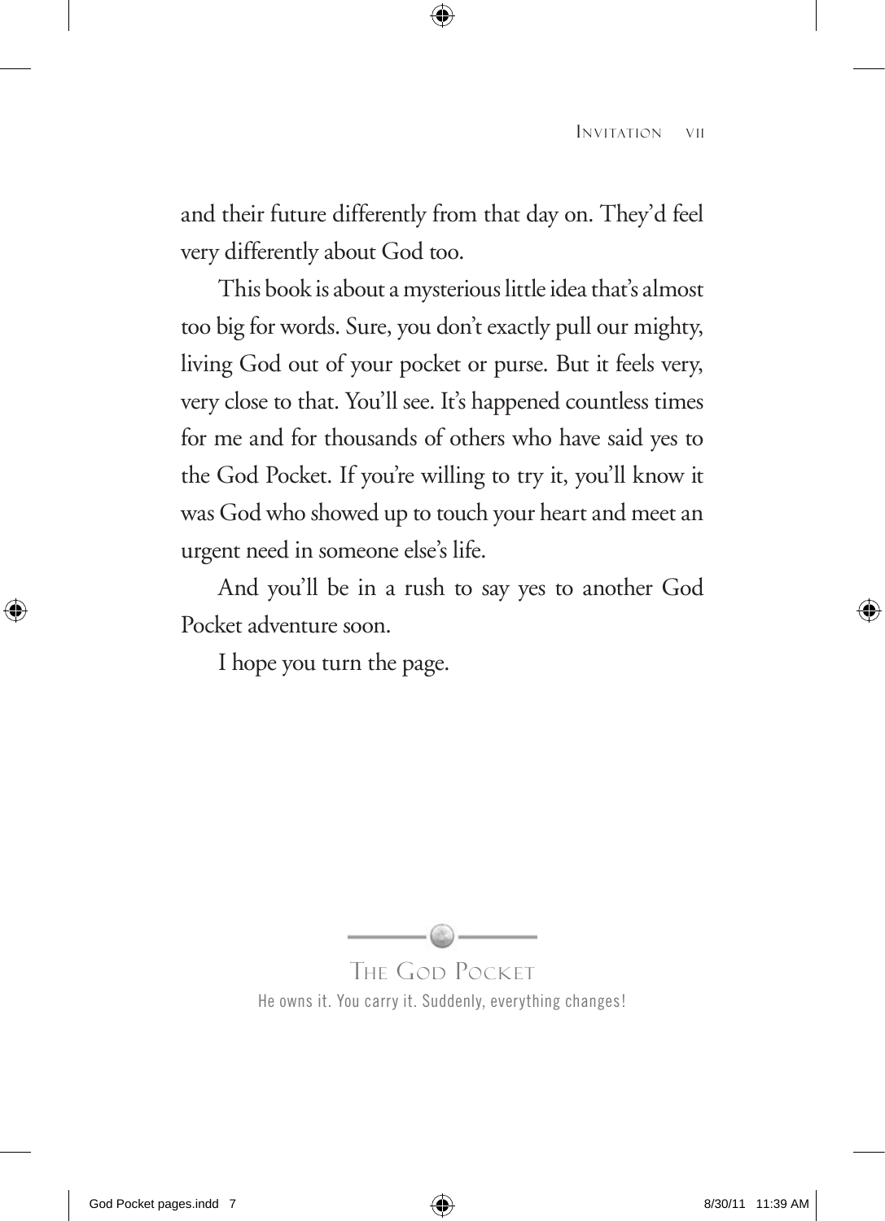and their future differently from that day on. They'd feel very differently about God too.

This book is about a mysterious little idea that's almost too big for words. Sure, you don't exactly pull our mighty, living God out of your pocket or purse. But it feels very, very close to that. You'll see. It's happened countless times for me and for thousands of others who have said yes to the God Pocket. If you're willing to try it, you'll know it was God who showed up to touch your heart and meet an urgent need in someone else's life.

And you'll be in a rush to say yes to another God Pocket adventure soon.

I hope you turn the page.

THE GOD POCKET

He owns it. You carry it. Suddenly, everything changes!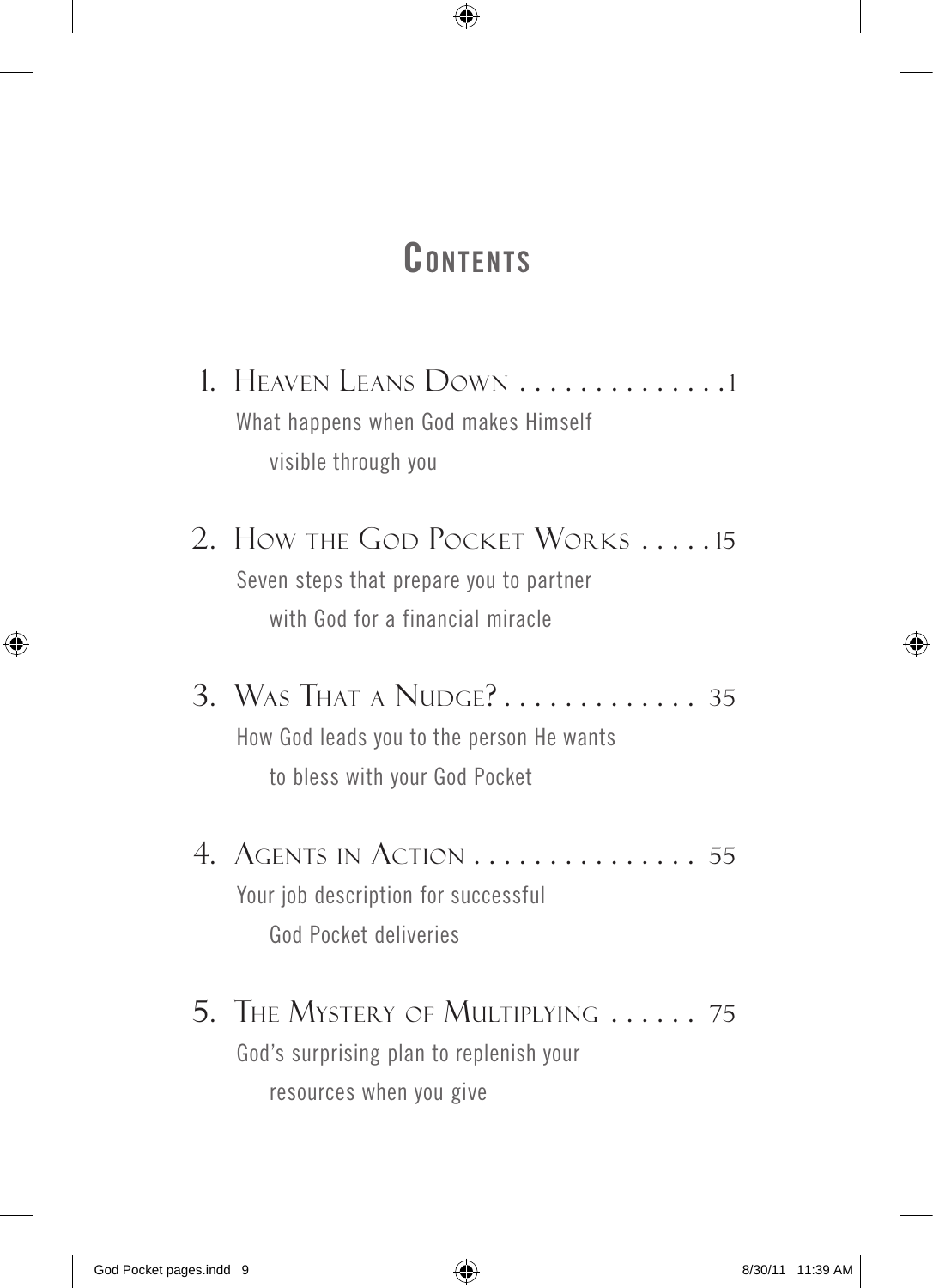# Contents

1. Heaven Leans Down . . . . . . . . . . . . . .1
   What happens when God makes Himself visible through you

2. How the God Pocket Works . . . . .15
   Seven steps that prepare you to partner with God for a financial miracle

3. Was That a Nudge? . . . . . . . . . . . . . 35
   How God leads you to the person He wants to bless with your God Pocket

4. Agents in Action . . . . . . . . . . . . . . . 55
   Your job description for successful God Pocket deliveries

5. The Mystery of Multiplying . . . . . . 75
   God's surprising plan to replenish your resources when you give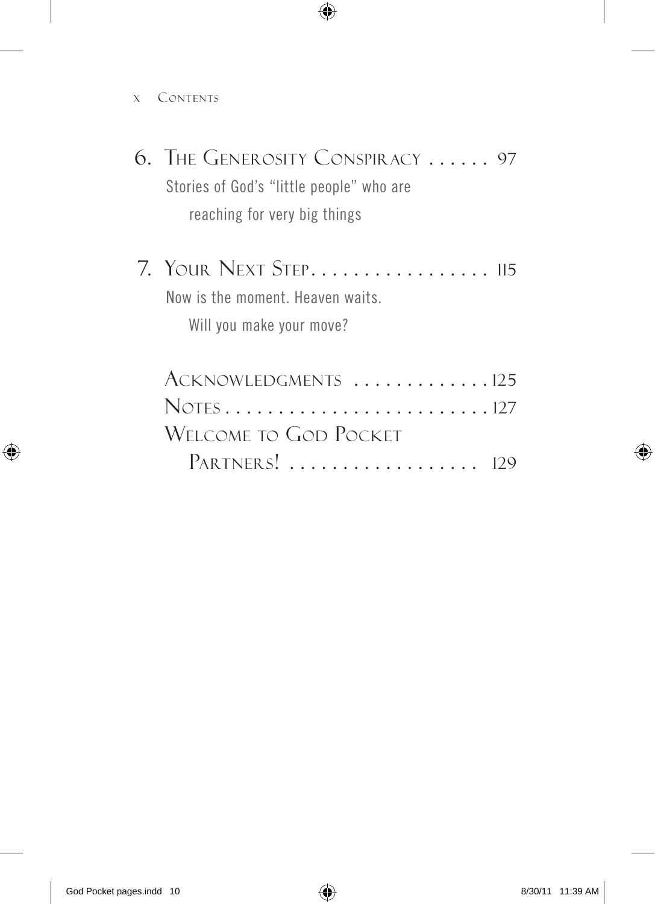6. The Generosity Conspiracy . . . . . . 97
 Stories of God's "little people" who are reaching for very big things

7. Your Next Step. . . . . . . . . . . . . . . . . 115
 Now is the moment. Heaven waits. Will you make your move?

Acknowledgments . . . . . . . . . . . . . 125

Notes . . . . . . . . . . . . . . . . . . . . . . . . . 127

Welcome to God Pocket Partners! . . . . . . . . . . . . . . . . . . 129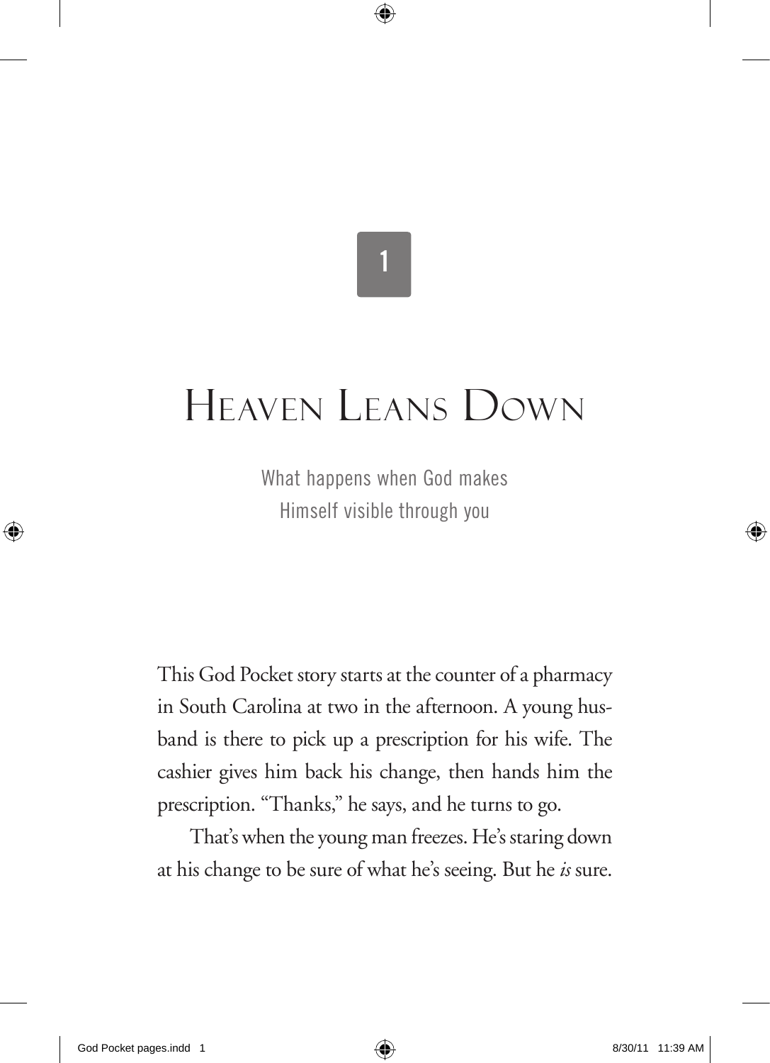# 1

# Heaven Leans Down

What happens when God makes Himself visible through you

This God Pocket story starts at the counter of a pharmacy in South Carolina at two in the afternoon. A young husband is there to pick up a prescription for his wife. The cashier gives him back his change, then hands him the prescription. "Thanks," he says, and he turns to go.

That's when the young man freezes. He's staring down at his change to be sure of what he's seeing. But he *is* sure.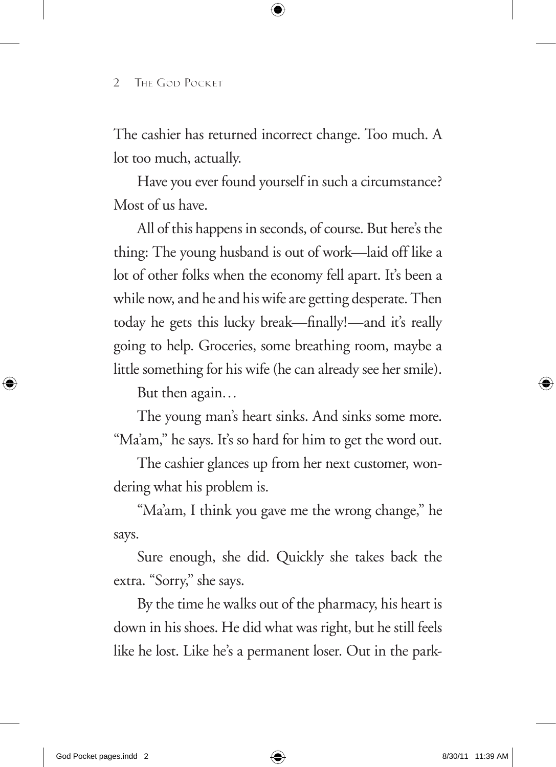The cashier has returned incorrect change. Too much. A lot too much, actually.

Have you ever found yourself in such a circumstance? Most of us have.

All of this happens in seconds, of course. But here's the thing: The young husband is out of work—laid off like a lot of other folks when the economy fell apart. It's been a while now, and he and his wife are getting desperate. Then today he gets this lucky break—finally!—and it's really going to help. Groceries, some breathing room, maybe a little something for his wife (he can already see her smile).

But then again…

The young man's heart sinks. And sinks some more. "Ma'am," he says. It's so hard for him to get the word out.

The cashier glances up from her next customer, wondering what his problem is.

"Ma'am, I think you gave me the wrong change," he says.

Sure enough, she did. Quickly she takes back the extra. "Sorry," she says.

By the time he walks out of the pharmacy, his heart is down in his shoes. He did what was right, but he still feels like he lost. Like he's a permanent loser. Out in the park-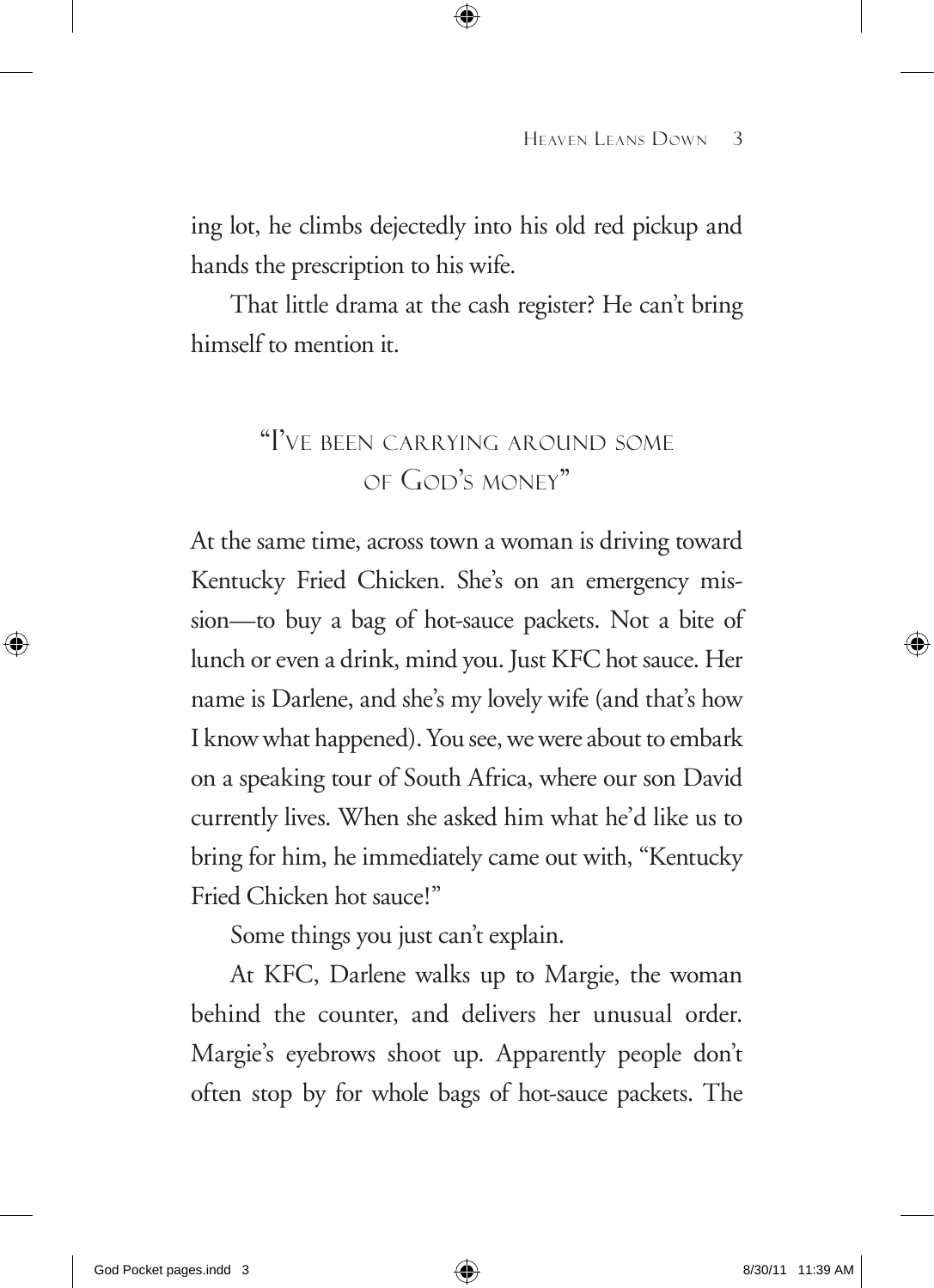ing lot, he climbs dejectedly into his old red pickup and hands the prescription to his wife.

That little drama at the cash register? He can't bring himself to mention it.

## "I've been carrying around some of God's money"

At the same time, across town a woman is driving toward Kentucky Fried Chicken. She's on an emergency mission—to buy a bag of hot-sauce packets. Not a bite of lunch or even a drink, mind you. Just KFC hot sauce. Her name is Darlene, and she's my lovely wife (and that's how I know what happened). You see, we were about to embark on a speaking tour of South Africa, where our son David currently lives. When she asked him what he'd like us to bring for him, he immediately came out with, "Kentucky Fried Chicken hot sauce!"

Some things you just can't explain.

At KFC, Darlene walks up to Margie, the woman behind the counter, and delivers her unusual order. Margie's eyebrows shoot up. Apparently people don't often stop by for whole bags of hot-sauce packets. The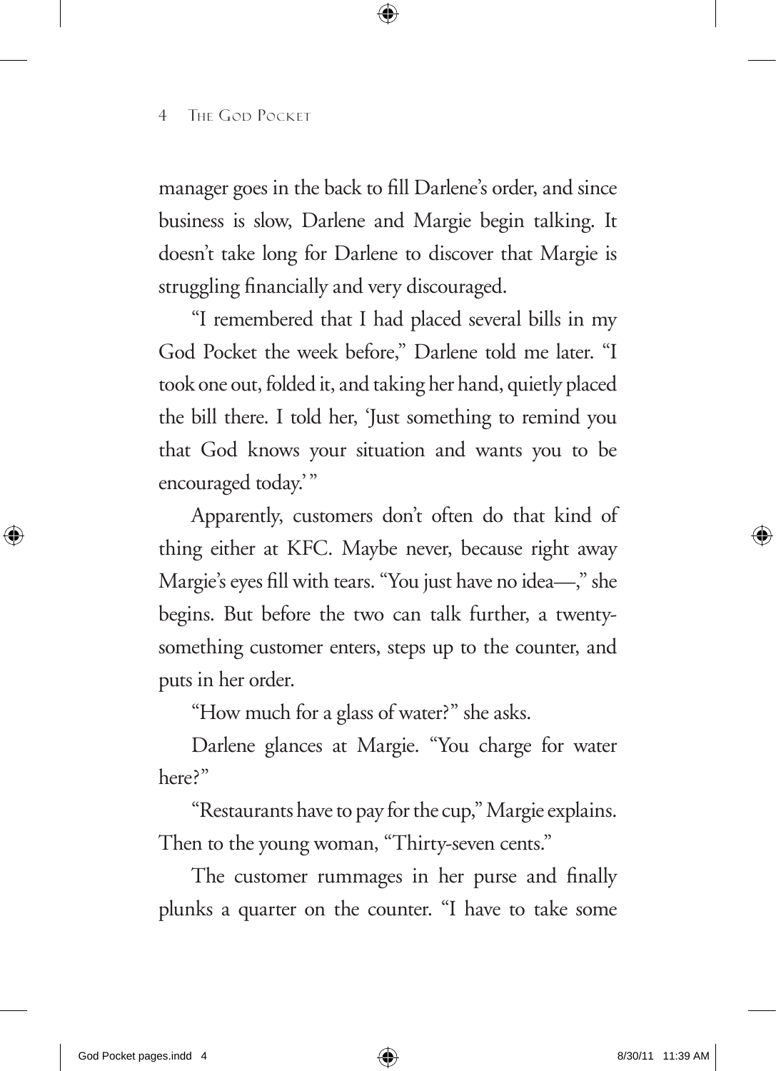manager goes in the back to fill Darlene's order, and since business is slow, Darlene and Margie begin talking. It doesn't take long for Darlene to discover that Margie is struggling financially and very discouraged.

"I remembered that I had placed several bills in my God Pocket the week before," Darlene told me later. "I took one out, folded it, and taking her hand, quietly placed the bill there. I told her, 'Just something to remind you that God knows your situation and wants you to be encouraged today.' "

Apparently, customers don't often do that kind of thing either at KFC. Maybe never, because right away Margie's eyes fill with tears. "You just have no idea—," she begins. But before the two can talk further, a twenty-something customer enters, steps up to the counter, and puts in her order.

"How much for a glass of water?" she asks.

Darlene glances at Margie. "You charge for water here?"

"Restaurants have to pay for the cup," Margie explains. Then to the young woman, "Thirty-seven cents."

The customer rummages in her purse and finally plunks a quarter on the counter. "I have to take some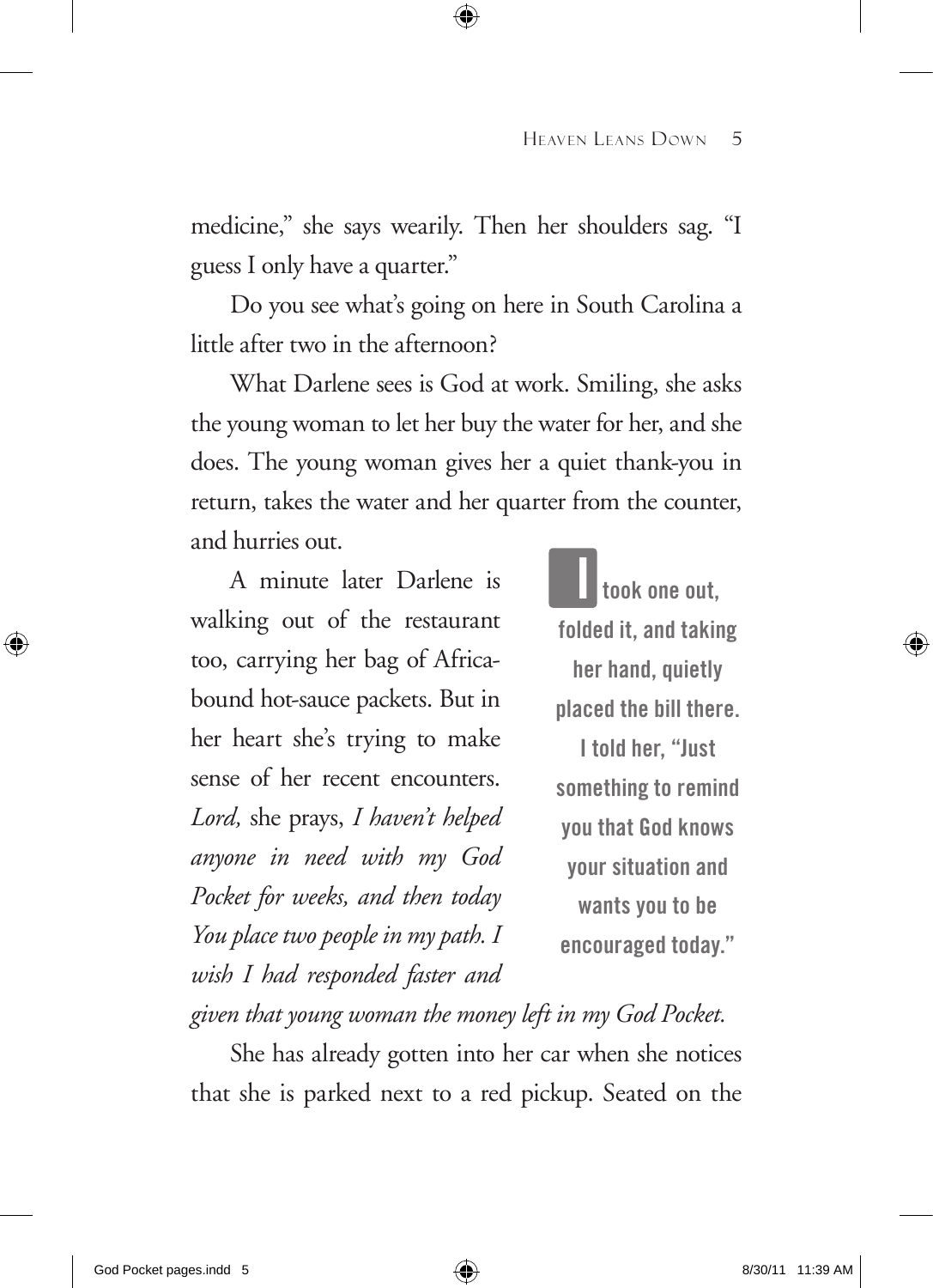medicine," she says wearily. Then her shoulders sag. "I guess I only have a quarter."

Do you see what's going on here in South Carolina a little after two in the afternoon?

What Darlene sees is God at work. Smiling, she asks the young woman to let her buy the water for her, and she does. The young woman gives her a quiet thank-you in return, takes the water and her quarter from the counter, and hurries out.

A minute later Darlene is walking out of the restaurant too, carrying her bag of Africa-bound hot-sauce packets. But in her heart she's trying to make sense of her recent encounters. *Lord,* she prays, *I haven't helped anyone in need with my God Pocket for weeks, and then today You place two people in my path. I wish I had responded faster and given that young woman the money left in my God Pocket.*

> **I took one out, folded it, and taking her hand, quietly placed the bill there. I told her, "Just something to remind you that God knows your situation and wants you to be encouraged today."**

She has already gotten into her car when she notices that she is parked next to a red pickup. Seated on the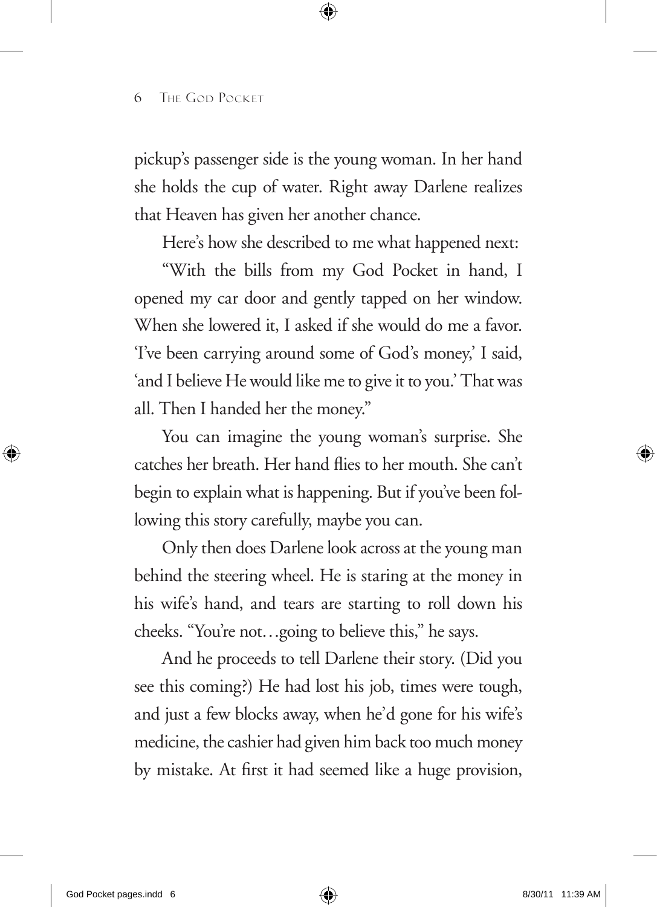pickup's passenger side is the young woman. In her hand she holds the cup of water. Right away Darlene realizes that Heaven has given her another chance.

Here's how she described to me what happened next:

"With the bills from my God Pocket in hand, I opened my car door and gently tapped on her window. When she lowered it, I asked if she would do me a favor. 'I've been carrying around some of God's money,' I said, 'and I believe He would like me to give it to you.' That was all. Then I handed her the money."

You can imagine the young woman's surprise. She catches her breath. Her hand flies to her mouth. She can't begin to explain what is happening. But if you've been following this story carefully, maybe you can.

Only then does Darlene look across at the young man behind the steering wheel. He is staring at the money in his wife's hand, and tears are starting to roll down his cheeks. "You're not…going to believe this," he says.

And he proceeds to tell Darlene their story. (Did you see this coming?) He had lost his job, times were tough, and just a few blocks away, when he'd gone for his wife's medicine, the cashier had given him back too much money by mistake. At first it had seemed like a huge provision,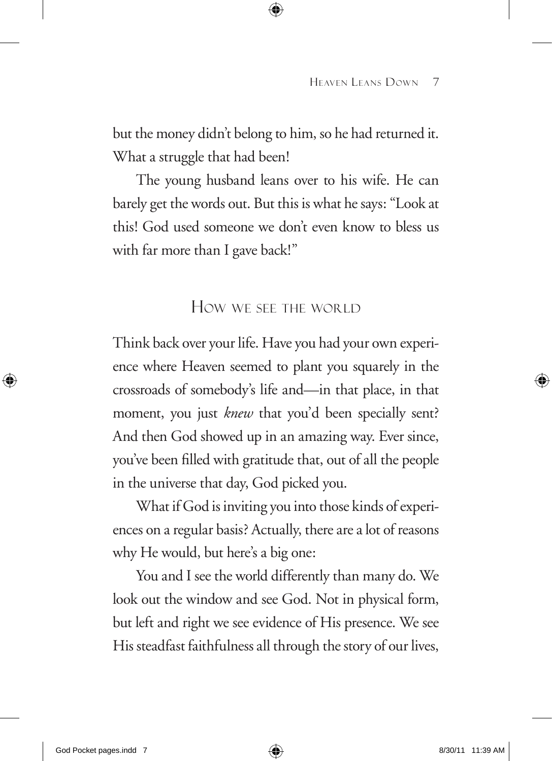but the money didn't belong to him, so he had returned it. What a struggle that had been!

The young husband leans over to his wife. He can barely get the words out. But this is what he says: "Look at this! God used someone we don't even know to bless us with far more than I gave back!"

## How we see the world

Think back over your life. Have you had your own experience where Heaven seemed to plant you squarely in the crossroads of somebody's life and—in that place, in that moment, you just *knew* that you'd been specially sent? And then God showed up in an amazing way. Ever since, you've been filled with gratitude that, out of all the people in the universe that day, God picked you.

What if God is inviting you into those kinds of experiences on a regular basis? Actually, there are a lot of reasons why He would, but here's a big one:

You and I see the world differently than many do. We look out the window and see God. Not in physical form, but left and right we see evidence of His presence. We see His steadfast faithfulness all through the story of our lives,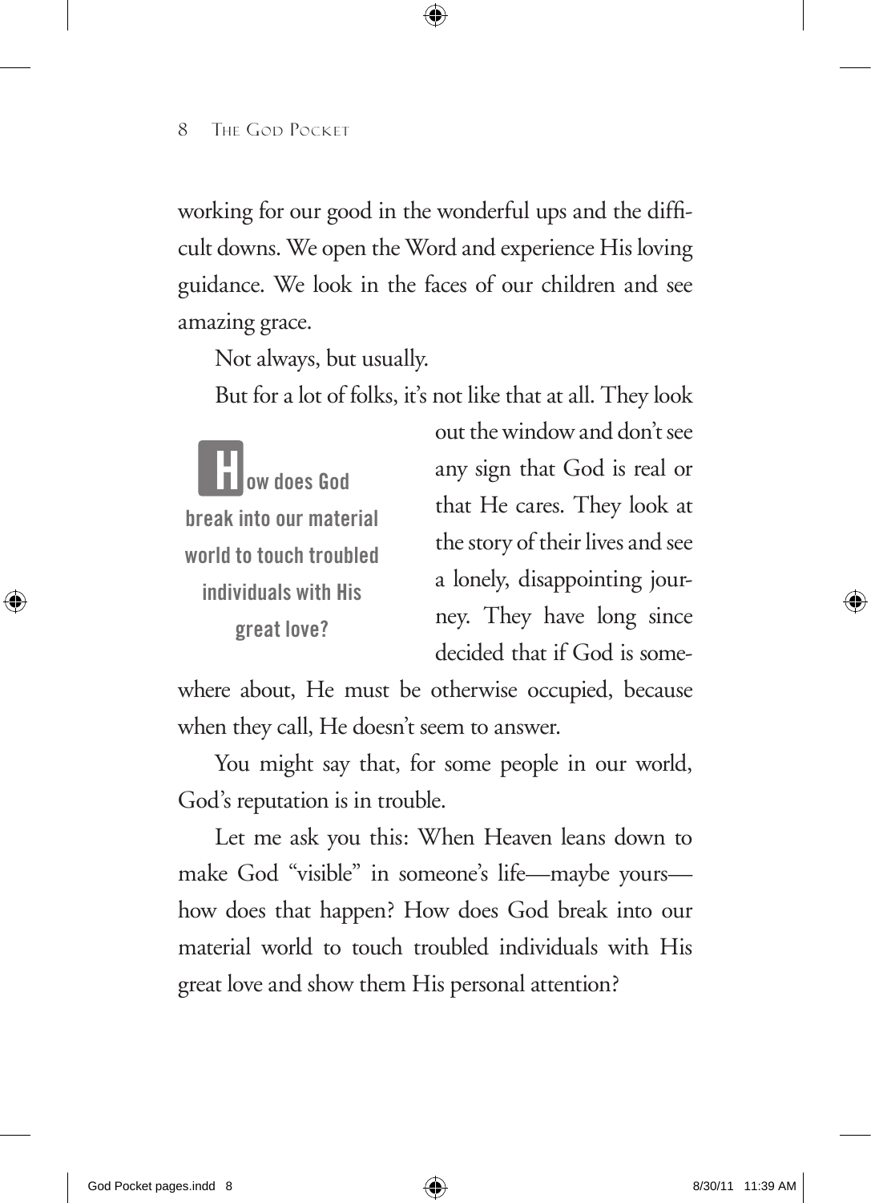working for our good in the wonderful ups and the difficult downs. We open the Word and experience His loving guidance. We look in the faces of our children and see amazing grace.

Not always, but usually.

But for a lot of folks, it's not like that at all. They look out the window and don't see any sign that God is real or that He cares. They look at the story of their lives and see a lonely, disappointing journey. They have long since decided that if God is somewhere about, He must be otherwise occupied, because when they call, He doesn't seem to answer.

> **How does God break into our material world to touch troubled individuals with His great love?**

You might say that, for some people in our world, God's reputation is in trouble.

Let me ask you this: When Heaven leans down to make God "visible" in someone's life—maybe yours—how does that happen? How does God break into our material world to touch troubled individuals with His great love and show them His personal attention?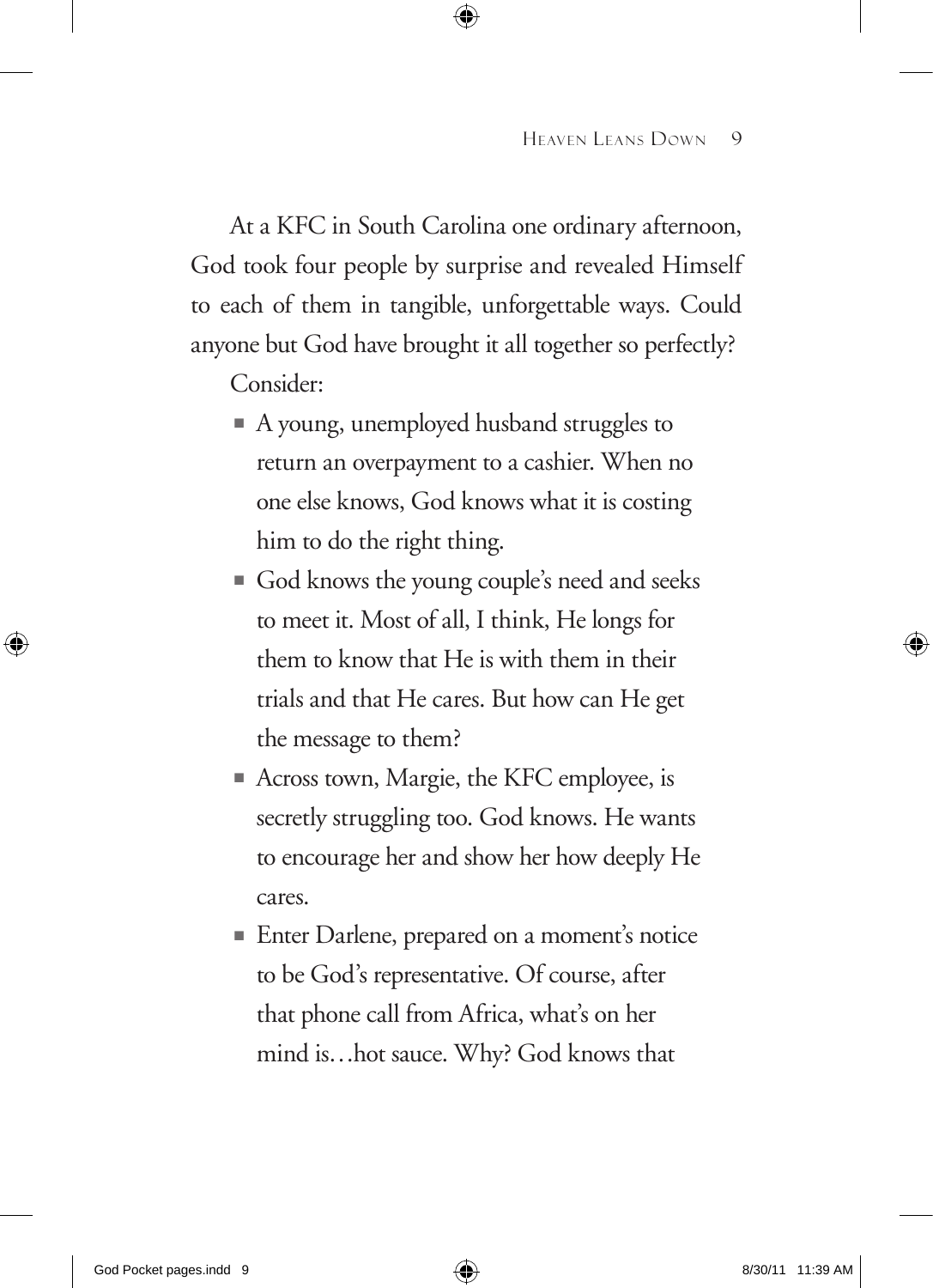At a KFC in South Carolina one ordinary afternoon, God took four people by surprise and revealed Himself to each of them in tangible, unforgettable ways. Could anyone but God have brought it all together so perfectly?

Consider:

- A young, unemployed husband struggles to return an overpayment to a cashier. When no one else knows, God knows what it is costing him to do the right thing.
- God knows the young couple's need and seeks to meet it. Most of all, I think, He longs for them to know that He is with them in their trials and that He cares. But how can He get the message to them?
- Across town, Margie, the KFC employee, is secretly struggling too. God knows. He wants to encourage her and show her how deeply He cares.
- Enter Darlene, prepared on a moment's notice to be God's representative. Of course, after that phone call from Africa, what's on her mind is…hot sauce. Why? God knows that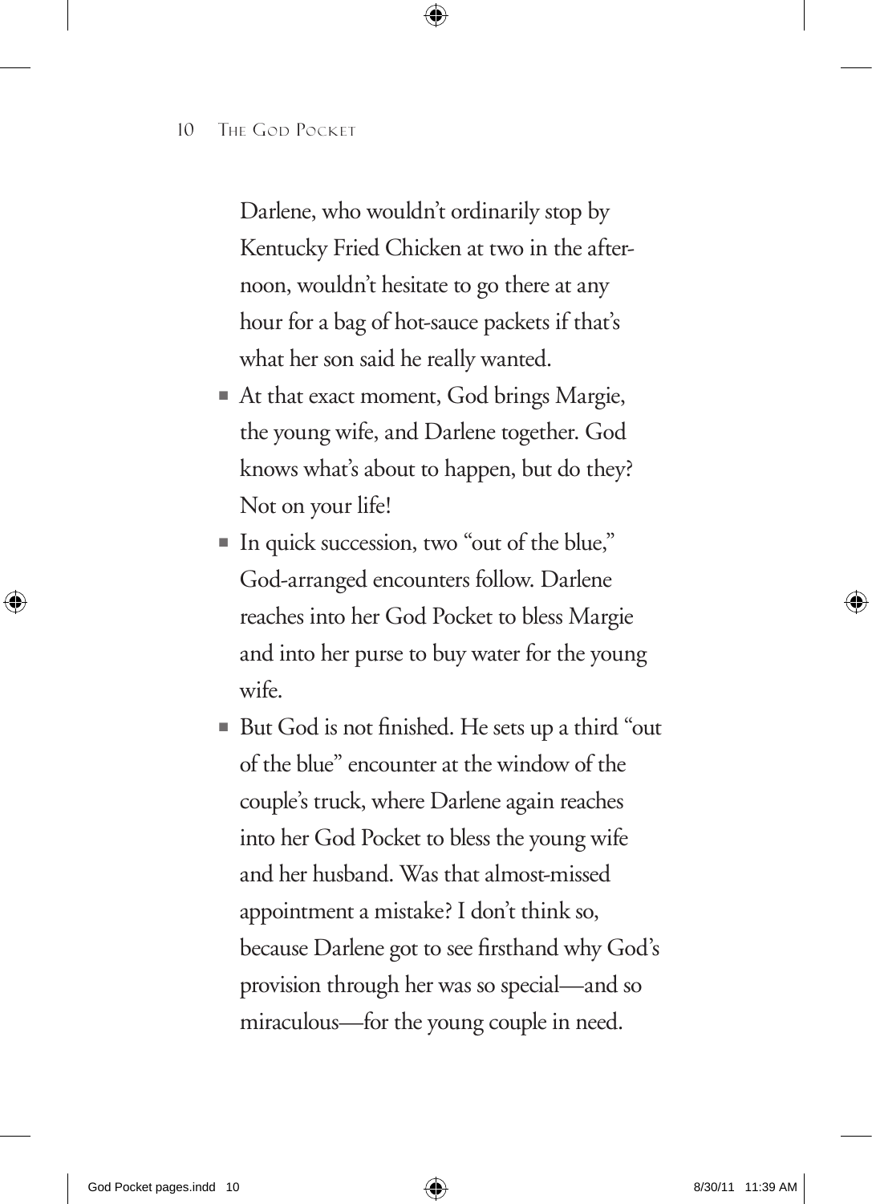Darlene, who wouldn't ordinarily stop by Kentucky Fried Chicken at two in the afternoon, wouldn't hesitate to go there at any hour for a bag of hot-sauce packets if that's what her son said he really wanted.

- At that exact moment, God brings Margie, the young wife, and Darlene together. God knows what's about to happen, but do they? Not on your life!
- In quick succession, two "out of the blue," God-arranged encounters follow. Darlene reaches into her God Pocket to bless Margie and into her purse to buy water for the young wife.
- But God is not finished. He sets up a third "out of the blue" encounter at the window of the couple's truck, where Darlene again reaches into her God Pocket to bless the young wife and her husband. Was that almost-missed appointment a mistake? I don't think so, because Darlene got to see firsthand why God's provision through her was so special—and so miraculous—for the young couple in need.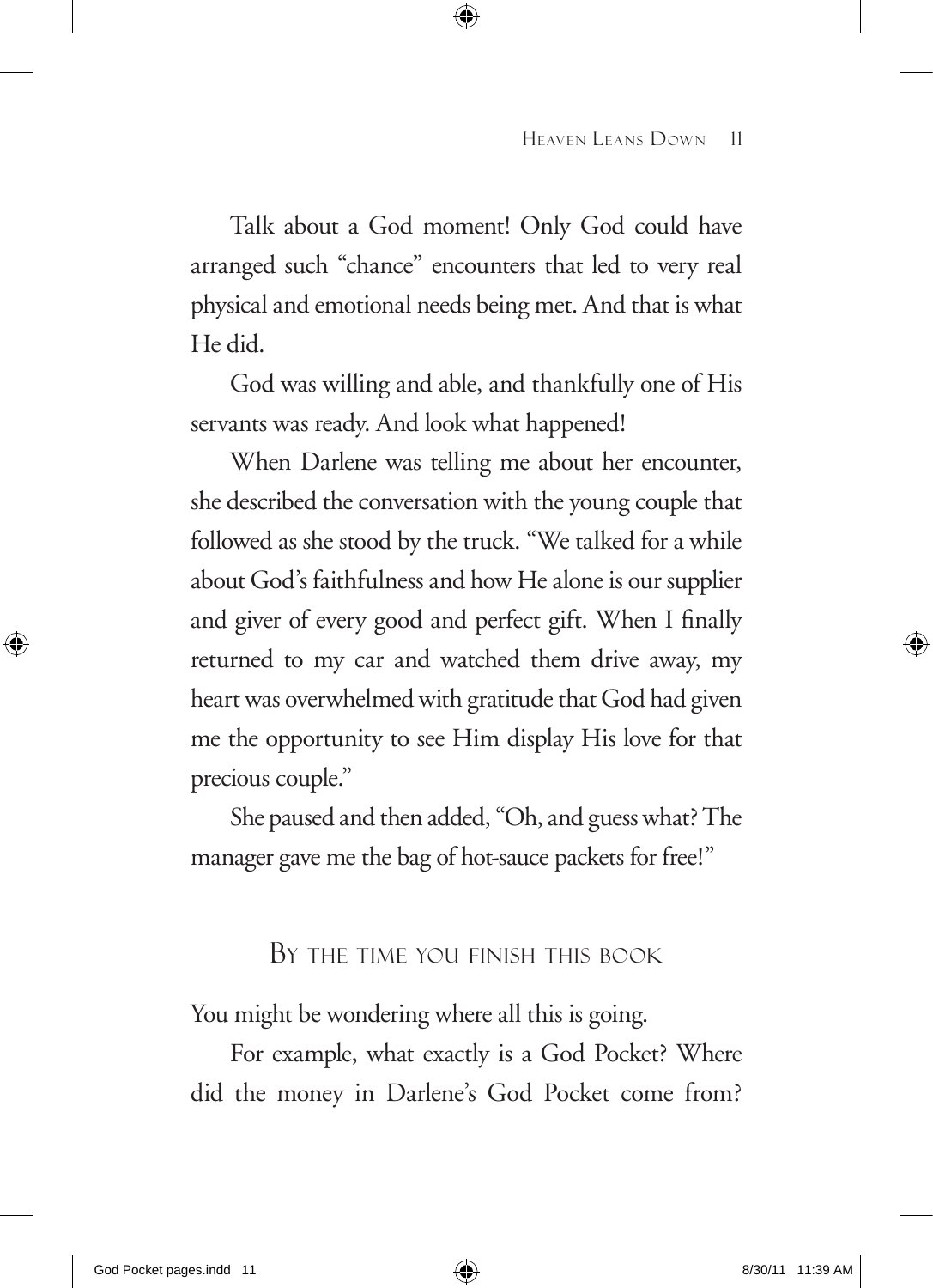Talk about a God moment! Only God could have arranged such "chance" encounters that led to very real physical and emotional needs being met. And that is what He did.

God was willing and able, and thankfully one of His servants was ready. And look what happened!

When Darlene was telling me about her encounter, she described the conversation with the young couple that followed as she stood by the truck. "We talked for a while about God's faithfulness and how He alone is our supplier and giver of every good and perfect gift. When I finally returned to my car and watched them drive away, my heart was overwhelmed with gratitude that God had given me the opportunity to see Him display His love for that precious couple."

She paused and then added, "Oh, and guess what? The manager gave me the bag of hot-sauce packets for free!"

## By the time you finish this book

You might be wondering where all this is going.

For example, what exactly is a God Pocket? Where did the money in Darlene's God Pocket come from?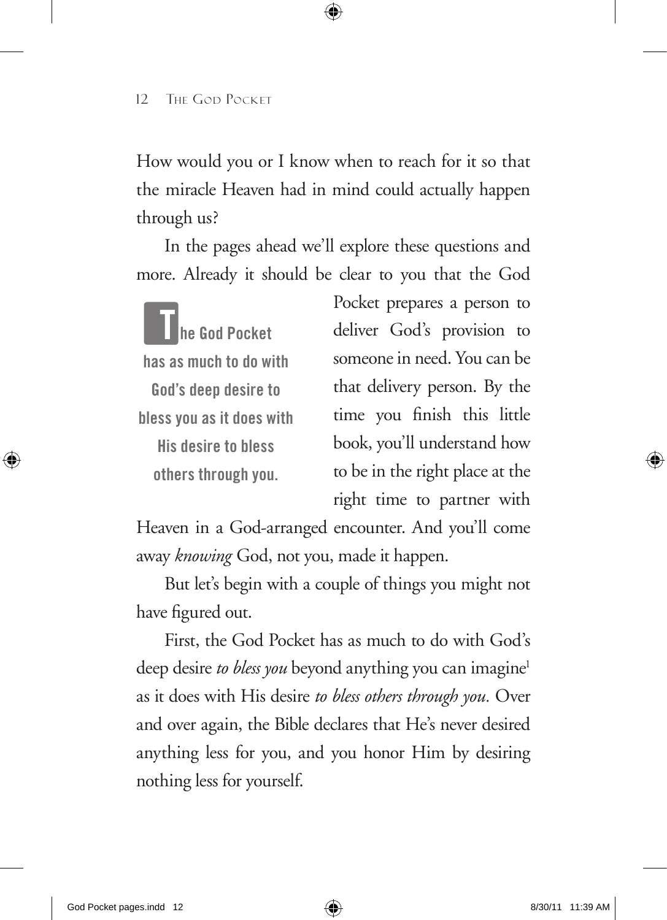How would you or I know when to reach for it so that the miracle Heaven had in mind could actually happen through us?

In the pages ahead we'll explore these questions and more. Already it should be clear to you that the God Pocket prepares a person to deliver God's provision to someone in need. You can be that delivery person. By the time you finish this little book, you'll understand how to be in the right place at the right time to partner with Heaven in a God-arranged encounter. And you'll come away *knowing* God, not you, made it happen.

> **The God Pocket has as much to do with God's deep desire to bless you as it does with His desire to bless others through you.**

But let's begin with a couple of things you might not have figured out.

First, the God Pocket has as much to do with God's deep desire *to bless you* beyond anything you can imagine[1] as it does with His desire *to bless others through you.* Over and over again, the Bible declares that He's never desired anything less for you, and you honor Him by desiring nothing less for yourself.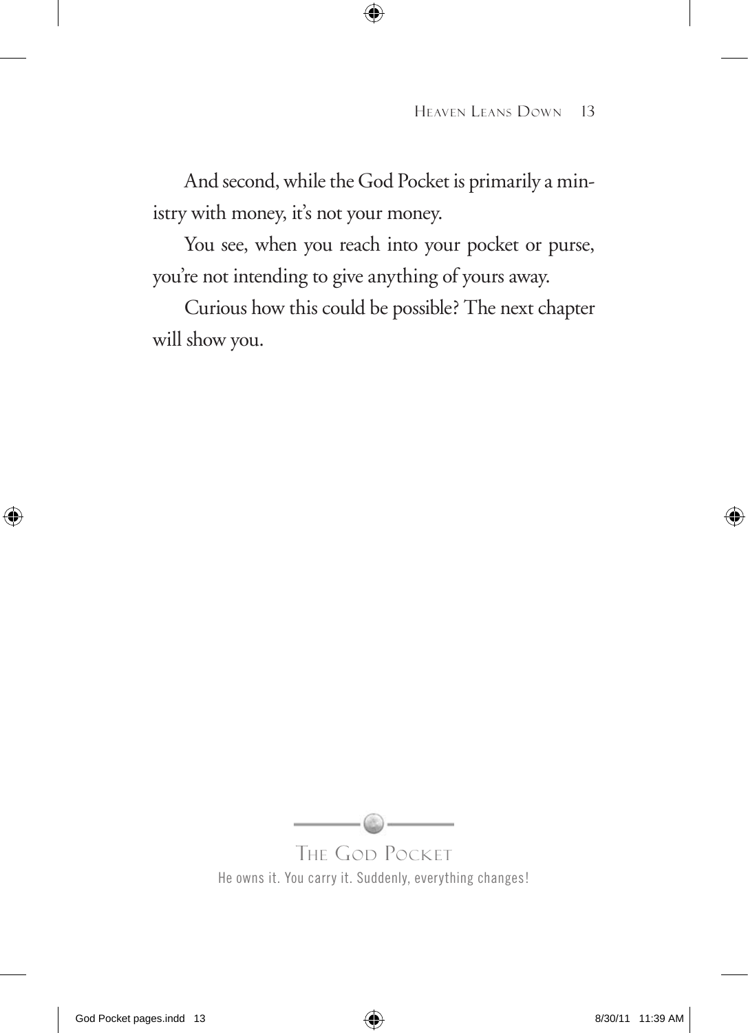And second, while the God Pocket is primarily a ministry with money, it's not your money.

You see, when you reach into your pocket or purse, you're not intending to give anything of yours away.

Curious how this could be possible? The next chapter will show you.

THE GOD POCKET

He owns it. You carry it. Suddenly, everything changes!